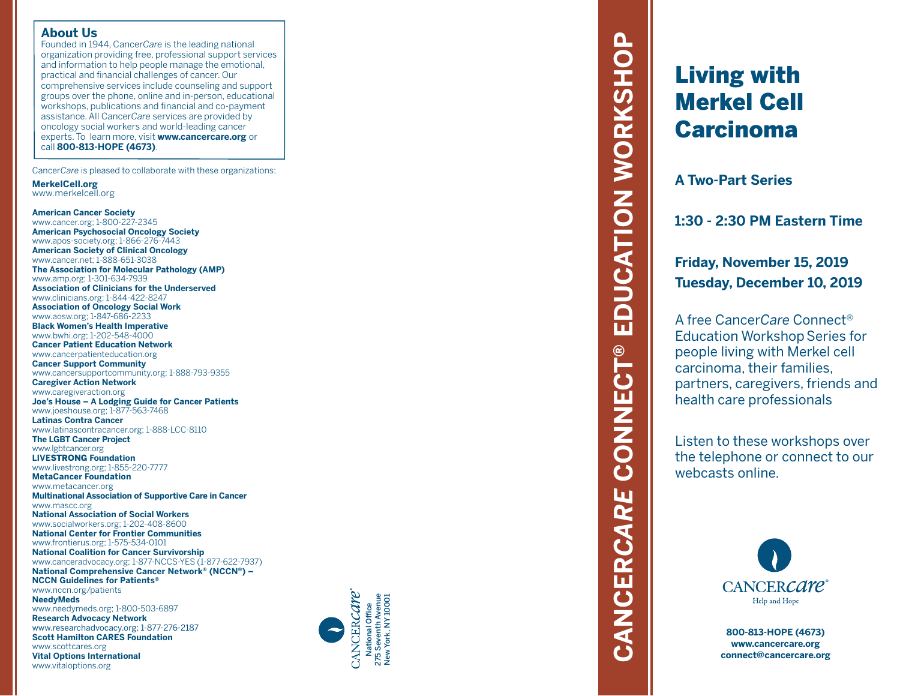## About Us

Founded in 1944, Cancer*Care* is the leading national organization providing free, professional support services and information to help people manage the emotional, practical and financial challenges of cancer. Our comprehensive services include counseling and support groups over the phone, online and in-person, educational workshops, publications and financial and co-payment assistance. All Cancer*Care* services are provided by oncology social workers and world-leading cancer experts. To learn more, visit **www.cancercare.org** or call **800-813-HOPE (4673)**.

Cancer*Care* is pleased to collaborate with these organizations:

**MerkelCell.org**
www.merkelcell.org

**American Cancer Society**
www.cancer.org; 1-800-227-2345
**American Psychosocial Oncology Society**
www.apos-society.org; 1-866-276-7443
**American Society of Clinical Oncology**
www.cancer.net; 1-888-651-3038
**The Association for Molecular Pathology (AMP)**
www.amp.org; 1-301-634-7939
**Association of Clinicians for the Underserved**
www.clinicians.org; 1-844-422-8247
**Association of Oncology Social Work**
www.aosw.org; 1-847-686-2233
**Black Women's Health Imperative**
www.bwhi.org; 1-202-548-4000
**Cancer Patient Education Network**
www.cancerpatienteducation.org
**Cancer Support Community**
www.cancersupportcommunity.org; 1-888-793-9355
**Caregiver Action Network**
www.caregiveraction.org
**Joe's House – A Lodging Guide for Cancer Patients**
www.joeshouse.org; 1-877-563-7468
**Latinas Contra Cancer**
www.latinascontracancer.org; 1-888-LCC-8110
**The LGBT Cancer Project**
www.lgbtcancer.org
**LIVESTRONG Foundation**
www.livestrong.org; 1-855-220-7777
**MetaCancer Foundation**
www.metacancer.org
**Multinational Association of Supportive Care in Cancer**
www.mascc.org
**National Association of Social Workers**
www.socialworkers.org; 1-202-408-8600
**National Center for Frontier Communities**
www.frontierus.org; 1-575-534-0101
**National Coalition for Cancer Survivorship**
www.canceradvocacy.org; 1-877-NCCS-YES (1-877-622-7937)
**National Comprehensive Cancer Network® (NCCN®) – NCCN Guidelines for Patients®**
www.nccn.org/patients
**NeedyMeds**
www.needymeds.org; 1-800-503-6897
**Research Advocacy Network**
www.researchadvocacy.org; 1-877-276-2187
**Scott Hamilton CARES Foundation**
www.scottcares.org
**Vital Options International**
www.vitaloptions.org

CANCER*care*®
National Office
275 Seventh Avenue
New York, NY 10001

**CANCER*CARE* CONNECT® EDUCATION WORKSHOP**

# Living with Merkel Cell Carcinoma

**A Two-Part Series**

**1:30 - 2:30 PM Eastern Time**

**Friday, November 15, 2019**
**Tuesday, December 10, 2019**

A free Cancer*Care* Connect® Education Workshop Series for people living with Merkel cell carcinoma, their families, partners, caregivers, friends and health care professionals

Listen to these workshops over the telephone or connect to our webcasts online.

CANCER*care*®
Help and Hope

**800-813-HOPE (4673)**
**www.cancercare.org**
**connect@cancercare.org**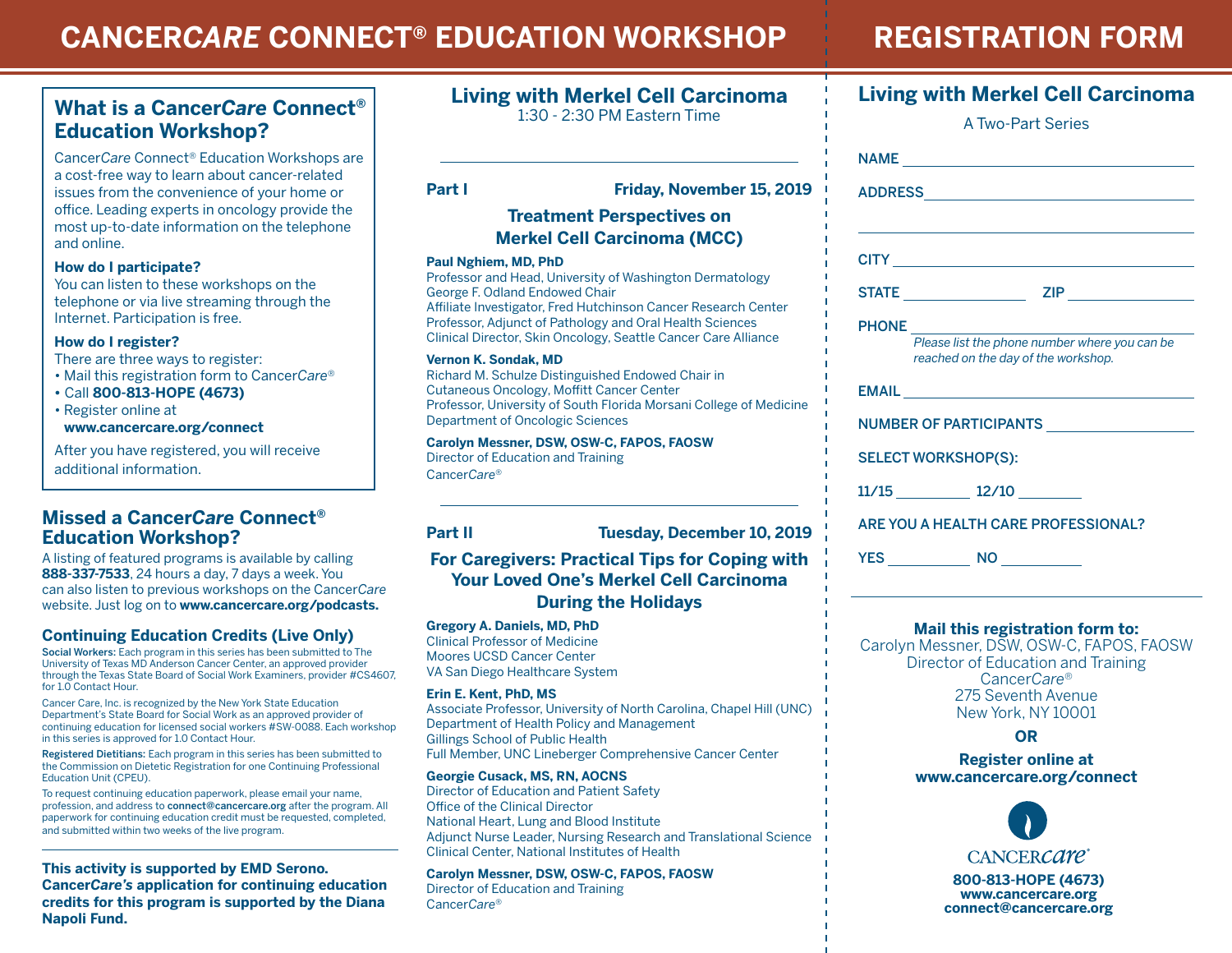# CANCER*CARE* CONNECT® EDUCATION WORKSHOP

## What is a Cancer*Care* Connect® Education Workshop?

Cancer*Care* Connect® Education Workshops are a cost-free way to learn about cancer-related issues from the convenience of your home or office. Leading experts in oncology provide the most up-to-date information on the telephone and online.

**How do I participate?**
You can listen to these workshops on the telephone or via live streaming through the Internet. Participation is free.

**How do I register?**
There are three ways to register:

- Mail this registration form to Cancer*Care*®
- Call **800-813-HOPE (4673)**
- Register online at **www.cancercare.org/connect**

After you have registered, you will receive additional information.

## Missed a Cancer*Care* Connect® Education Workshop?

A listing of featured programs is available by calling **888-337-7533**, 24 hours a day, 7 days a week. You can also listen to previous workshops on the Cancer*Care* website. Just log on to **www.cancercare.org/podcasts.**

## Continuing Education Credits (Live Only)

**Social Workers:** Each program in this series has been submitted to The University of Texas MD Anderson Cancer Center, an approved provider through the Texas State Board of Social Work Examiners, provider #CS4607, for 1.0 Contact Hour.

Cancer Care, Inc. is recognized by the New York State Education Department's State Board for Social Work as an approved provider of continuing education for licensed social workers #SW-0088. Each workshop in this series is approved for 1.0 Contact Hour.

**Registered Dietitians:** Each program in this series has been submitted to the Commission on Dietetic Registration for one Continuing Professional Education Unit (CPEU).

To request continuing education paperwork, please email your name, profession, and address to **connect@cancercare.org** after the program. All paperwork for continuing education credit must be requested, completed, and submitted within two weeks of the live program.

**This activity is supported by EMD Serono. Cancer*Care's* application for continuing education credits for this program is supported by the Diana Napoli Fund.**

## Living with Merkel Cell Carcinoma

1:30 - 2:30 PM Eastern Time

**Part I** — **Friday, November 15, 2019**

### Treatment Perspectives on Merkel Cell Carcinoma (MCC)

**Paul Nghiem, MD, PhD**
Professor and Head, University of Washington Dermatology
George F. Odland Endowed Chair
Affiliate Investigator, Fred Hutchinson Cancer Research Center
Professor, Adjunct of Pathology and Oral Health Sciences
Clinical Director, Skin Oncology, Seattle Cancer Care Alliance

**Vernon K. Sondak, MD**
Richard M. Schulze Distinguished Endowed Chair in Cutaneous Oncology, Moffitt Cancer Center
Professor, University of South Florida Morsani College of Medicine
Department of Oncologic Sciences

**Carolyn Messner, DSW, OSW-C, FAPOS, FAOSW**
Director of Education and Training
Cancer*Care*®

**Part II** — **Tuesday, December 10, 2019**

### For Caregivers: Practical Tips for Coping with Your Loved One's Merkel Cell Carcinoma During the Holidays

**Gregory A. Daniels, MD, PhD**
Clinical Professor of Medicine
Moores UCSD Cancer Center
VA San Diego Healthcare System

**Erin E. Kent, PhD, MS**
Associate Professor, University of North Carolina, Chapel Hill (UNC)
Department of Health Policy and Management
Gillings School of Public Health
Full Member, UNC Lineberger Comprehensive Cancer Center

**Georgie Cusack, MS, RN, AOCNS**
Director of Education and Patient Safety
Office of the Clinical Director
National Heart, Lung and Blood Institute
Adjunct Nurse Leader, Nursing Research and Translational Science
Clinical Center, National Institutes of Health

**Carolyn Messner, DSW, OSW-C, FAPOS, FAOSW**
Director of Education and Training
Cancer*Care*®

# REGISTRATION FORM

## Living with Merkel Cell Carcinoma

A Two-Part Series

NAME ____________________

ADDRESS ____________________

____________________

CITY ____________________

STATE ____________ ZIP ____________

PHONE ____________________
*Please list the phone number where you can be reached on the day of the workshop.*

EMAIL ____________________

NUMBER OF PARTICIPANTS ____________

SELECT WORKSHOP(S):

11/15 ________ 12/10 ________

ARE YOU A HEALTH CARE PROFESSIONAL?

YES ________ NO ________

**Mail this registration form to:**
Carolyn Messner, DSW, OSW-C, FAPOS, FAOSW
Director of Education and Training
Cancer*Care*®
275 Seventh Avenue
New York, NY 10001

**OR**

**Register online at www.cancercare.org/connect**

CANCER*care*®
**800-813-HOPE (4673)**
**www.cancercare.org**
**connect@cancercare.org**